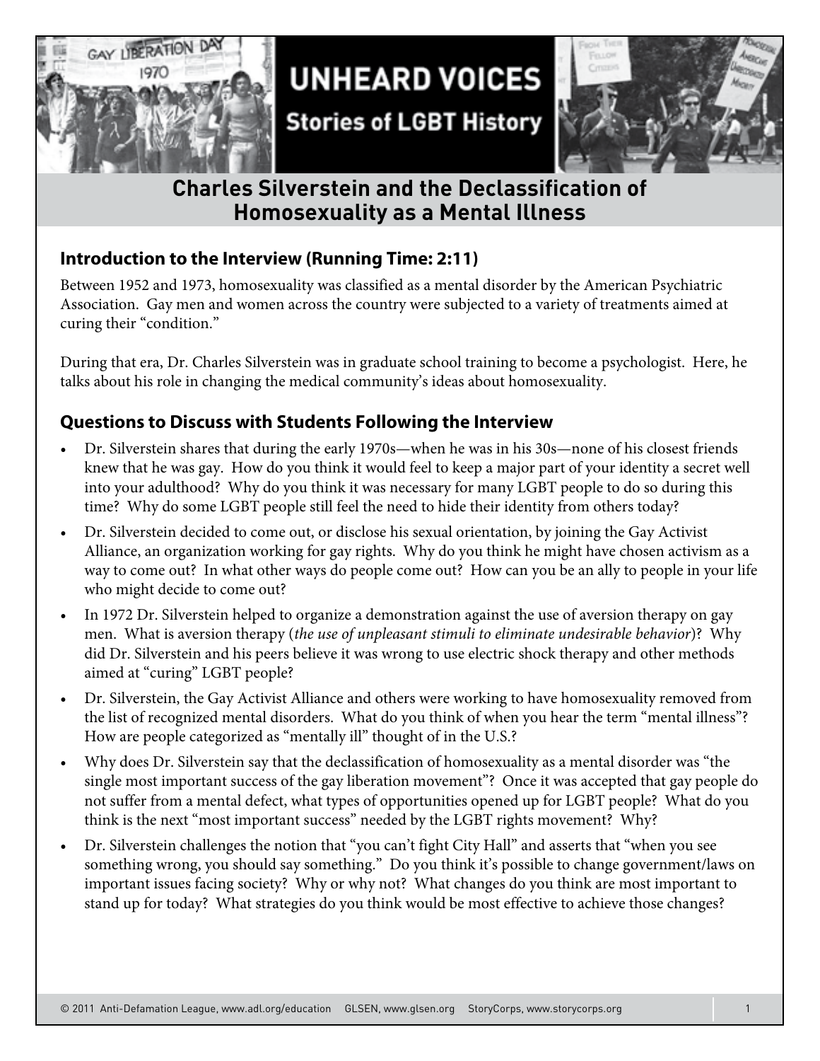# UNHEARD VOICES

## Stories of LGBT History

## Charles Silverstein and the Declassification of Homosexuality as a Mental Illness

### Introduction to the Interview (Running Time: 2:11)

Between 1952 and 1973, homosexuality was classified as a mental disorder by the American Psychiatric Association. Gay men and women across the country were subjected to a variety of treatments aimed at curing their "condition."

During that era, Dr. Charles Silverstein was in graduate school training to become a psychologist. Here, he talks about his role in changing the medical community's ideas about homosexuality.

### Questions to Discuss with Students Following the Interview

- Dr. Silverstein shares that during the early 1970s—when he was in his 30s—none of his closest friends knew that he was gay. How do you think it would feel to keep a major part of your identity a secret well into your adulthood? Why do you think it was necessary for many LGBT people to do so during this time? Why do some LGBT people still feel the need to hide their identity from others today?
- Dr. Silverstein decided to come out, or disclose his sexual orientation, by joining the Gay Activist Alliance, an organization working for gay rights. Why do you think he might have chosen activism as a way to come out? In what other ways do people come out? How can you be an ally to people in your life who might decide to come out?
- In 1972 Dr. Silverstein helped to organize a demonstration against the use of aversion therapy on gay men. What is aversion therapy (*the use of unpleasant stimuli to eliminate undesirable behavior*)? Why did Dr. Silverstein and his peers believe it was wrong to use electric shock therapy and other methods aimed at "curing" LGBT people?
- Dr. Silverstein, the Gay Activist Alliance and others were working to have homosexuality removed from the list of recognized mental disorders. What do you think of when you hear the term "mental illness"? How are people categorized as "mentally ill" thought of in the U.S.?
- Why does Dr. Silverstein say that the declassification of homosexuality as a mental disorder was "the single most important success of the gay liberation movement"? Once it was accepted that gay people do not suffer from a mental defect, what types of opportunities opened up for LGBT people? What do you think is the next "most important success" needed by the LGBT rights movement? Why?
- Dr. Silverstein challenges the notion that "you can't fight City Hall" and asserts that "when you see something wrong, you should say something." Do you think it's possible to change government/laws on important issues facing society? Why or why not? What changes do you think are most important to stand up for today? What strategies do you think would be most effective to achieve those changes?

© 2011 Anti-Defamation League, www.adl.org/education GLSEN, www.glsen.org StoryCorps, www.storycorps.org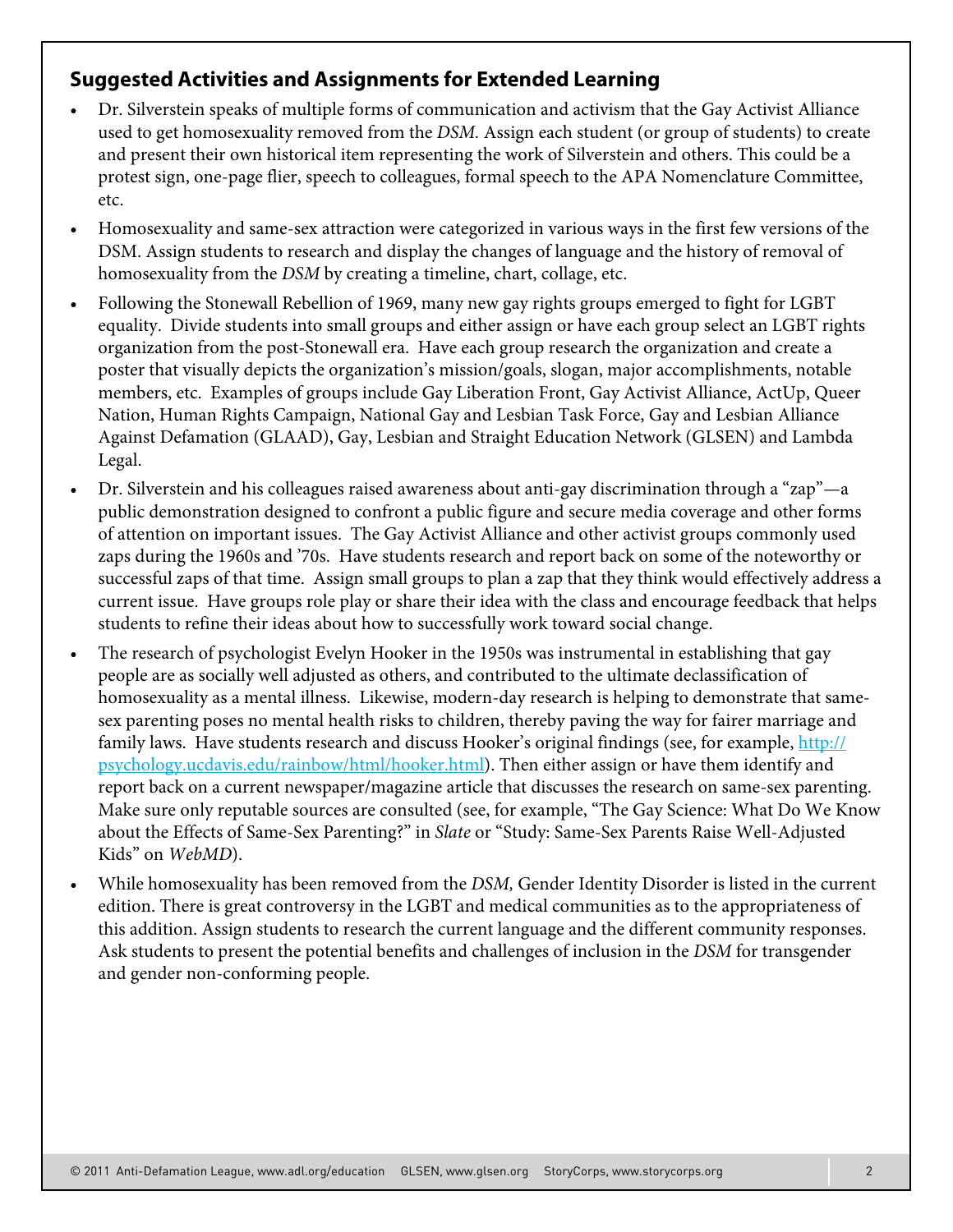## Suggested Activities and Assignments for Extended Learning

- Dr. Silverstein speaks of multiple forms of communication and activism that the Gay Activist Alliance used to get homosexuality removed from the *DSM.* Assign each student (or group of students) to create and present their own historical item representing the work of Silverstein and others. This could be a protest sign, one-page flier, speech to colleagues, formal speech to the APA Nomenclature Committee, etc.
- Homosexuality and same-sex attraction were categorized in various ways in the first few versions of the DSM. Assign students to research and display the changes of language and the history of removal of homosexuality from the *DSM* by creating a timeline, chart, collage, etc.
- Following the Stonewall Rebellion of 1969, many new gay rights groups emerged to fight for LGBT equality. Divide students into small groups and either assign or have each group select an LGBT rights organization from the post-Stonewall era. Have each group research the organization and create a poster that visually depicts the organization's mission/goals, slogan, major accomplishments, notable members, etc. Examples of groups include Gay Liberation Front, Gay Activist Alliance, ActUp, Queer Nation, Human Rights Campaign, National Gay and Lesbian Task Force, Gay and Lesbian Alliance Against Defamation (GLAAD), Gay, Lesbian and Straight Education Network (GLSEN) and Lambda Legal.
- Dr. Silverstein and his colleagues raised awareness about anti-gay discrimination through a "zap"—a public demonstration designed to confront a public figure and secure media coverage and other forms of attention on important issues. The Gay Activist Alliance and other activist groups commonly used zaps during the 1960s and '70s. Have students research and report back on some of the noteworthy or successful zaps of that time. Assign small groups to plan a zap that they think would effectively address a current issue. Have groups role play or share their idea with the class and encourage feedback that helps students to refine their ideas about how to successfully work toward social change.
- The research of psychologist Evelyn Hooker in the 1950s was instrumental in establishing that gay people are as socially well adjusted as others, and contributed to the ultimate declassification of homosexuality as a mental illness. Likewise, modern-day research is helping to demonstrate that same-sex parenting poses no mental health risks to children, thereby paving the way for fairer marriage and family laws. Have students research and discuss Hooker's original findings (see, for example, [http://psychology.ucdavis.edu/rainbow/html/hooker.html](http://psychology.ucdavis.edu/rainbow/html/hooker.html)). Then either assign or have them identify and report back on a current newspaper/magazine article that discusses the research on same-sex parenting. Make sure only reputable sources are consulted (see, for example, "The Gay Science: What Do We Know about the Effects of Same-Sex Parenting?" in *Slate* or "Study: Same-Sex Parents Raise Well-Adjusted Kids" on *WebMD*).
- While homosexuality has been removed from the *DSM,* Gender Identity Disorder is listed in the current edition. There is great controversy in the LGBT and medical communities as to the appropriateness of this addition. Assign students to research the current language and the different community responses. Ask students to present the potential benefits and challenges of inclusion in the *DSM* for transgender and gender non-conforming people.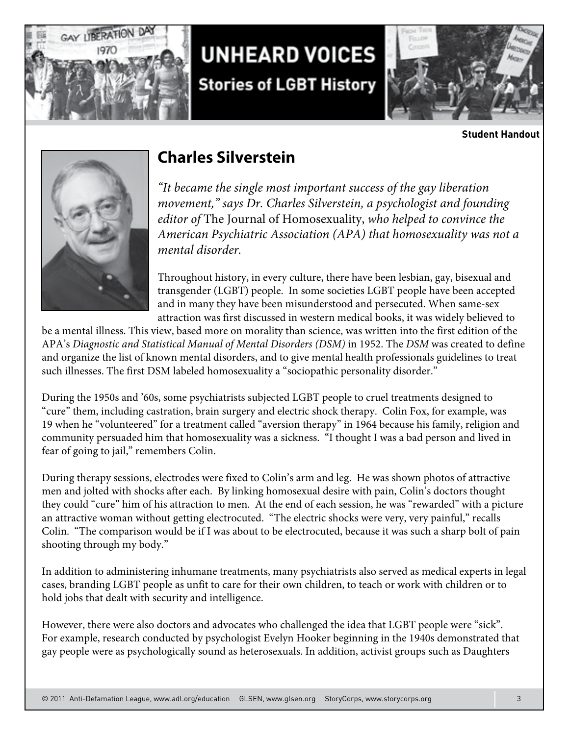**Student Handout**

## Charles Silverstein

*"It became the single most important success of the gay liberation movement," says Dr. Charles Silverstein, a psychologist and founding editor of* The Journal of Homosexuality, *who helped to convince the American Psychiatric Association (APA) that homosexuality was not a mental disorder.*

Throughout history, in every culture, there have been lesbian, gay, bisexual and transgender (LGBT) people. In some societies LGBT people have been accepted and in many they have been misunderstood and persecuted. When same-sex attraction was first discussed in western medical books, it was widely believed to be a mental illness. This view, based more on morality than science, was written into the first edition of the APA's *Diagnostic and Statistical Manual of Mental Disorders (DSM)* in 1952. The *DSM* was created to define and organize the list of known mental disorders, and to give mental health professionals guidelines to treat such illnesses. The first DSM labeled homosexuality a "sociopathic personality disorder."

During the 1950s and '60s, some psychiatrists subjected LGBT people to cruel treatments designed to "cure" them, including castration, brain surgery and electric shock therapy. Colin Fox, for example, was 19 when he "volunteered" for a treatment called "aversion therapy" in 1964 because his family, religion and community persuaded him that homosexuality was a sickness. "I thought I was a bad person and lived in fear of going to jail," remembers Colin.

During therapy sessions, electrodes were fixed to Colin's arm and leg. He was shown photos of attractive men and jolted with shocks after each. By linking homosexual desire with pain, Colin's doctors thought they could "cure" him of his attraction to men. At the end of each session, he was "rewarded" with a picture an attractive woman without getting electrocuted. "The electric shocks were very, very painful," recalls Colin. "The comparison would be if I was about to be electrocuted, because it was such a sharp bolt of pain shooting through my body."

In addition to administering inhumane treatments, many psychiatrists also served as medical experts in legal cases, branding LGBT people as unfit to care for their own children, to teach or work with children or to hold jobs that dealt with security and intelligence.

However, there were also doctors and advocates who challenged the idea that LGBT people were "sick". For example, research conducted by psychologist Evelyn Hooker beginning in the 1940s demonstrated that gay people were as psychologically sound as heterosexuals. In addition, activist groups such as Daughters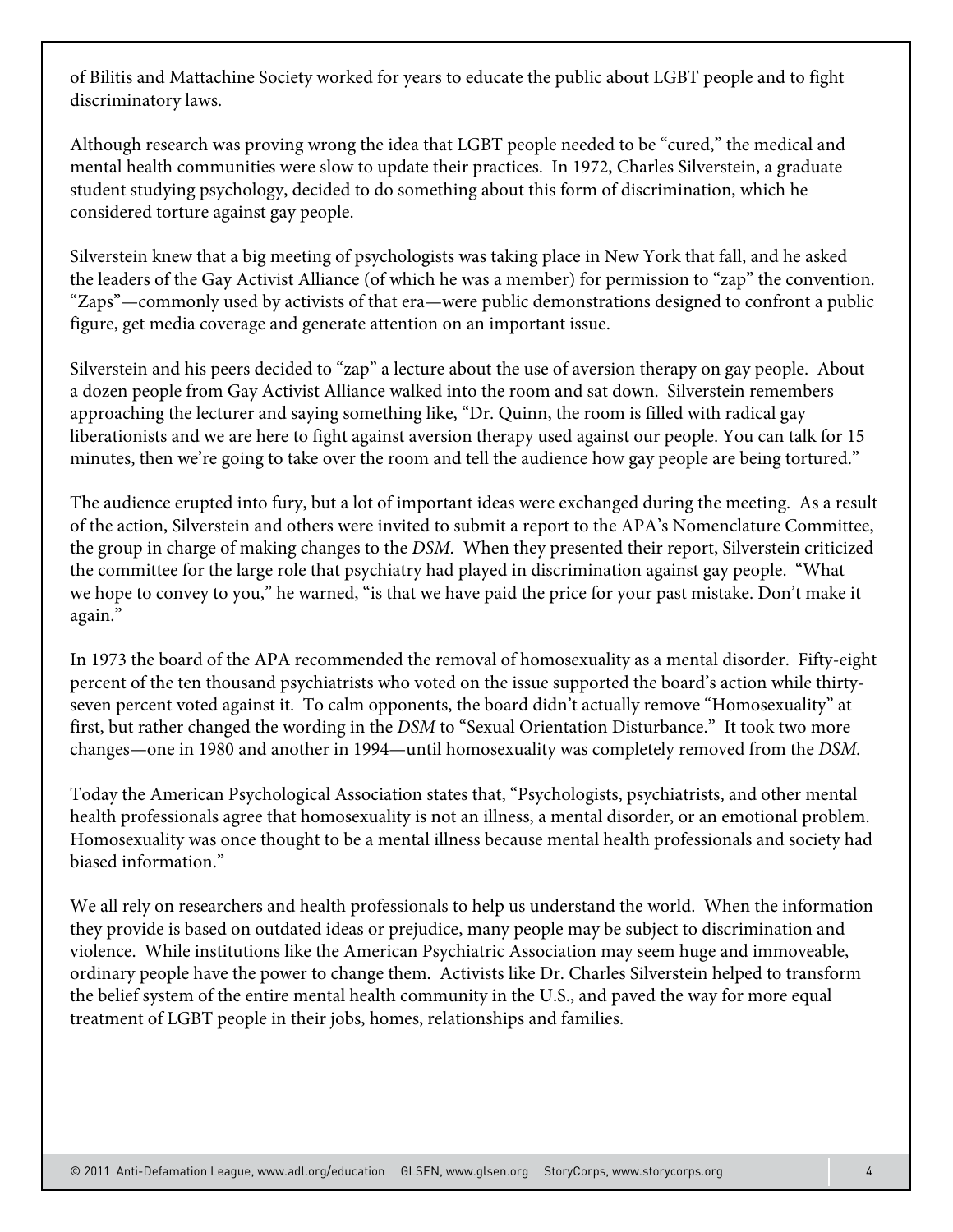of Bilitis and Mattachine Society worked for years to educate the public about LGBT people and to fight discriminatory laws.

Although research was proving wrong the idea that LGBT people needed to be "cured," the medical and mental health communities were slow to update their practices. In 1972, Charles Silverstein, a graduate student studying psychology, decided to do something about this form of discrimination, which he considered torture against gay people.

Silverstein knew that a big meeting of psychologists was taking place in New York that fall, and he asked the leaders of the Gay Activist Alliance (of which he was a member) for permission to "zap" the convention. "Zaps"—commonly used by activists of that era—were public demonstrations designed to confront a public figure, get media coverage and generate attention on an important issue.

Silverstein and his peers decided to "zap" a lecture about the use of aversion therapy on gay people. About a dozen people from Gay Activist Alliance walked into the room and sat down. Silverstein remembers approaching the lecturer and saying something like, "Dr. Quinn, the room is filled with radical gay liberationists and we are here to fight against aversion therapy used against our people. You can talk for 15 minutes, then we're going to take over the room and tell the audience how gay people are being tortured."

The audience erupted into fury, but a lot of important ideas were exchanged during the meeting. As a result of the action, Silverstein and others were invited to submit a report to the APA's Nomenclature Committee, the group in charge of making changes to the *DSM.* When they presented their report, Silverstein criticized the committee for the large role that psychiatry had played in discrimination against gay people. "What we hope to convey to you," he warned, "is that we have paid the price for your past mistake. Don't make it again."

In 1973 the board of the APA recommended the removal of homosexuality as a mental disorder. Fifty-eight percent of the ten thousand psychiatrists who voted on the issue supported the board's action while thirty-seven percent voted against it. To calm opponents, the board didn't actually remove "Homosexuality" at first, but rather changed the wording in the *DSM* to "Sexual Orientation Disturbance." It took two more changes—one in 1980 and another in 1994—until homosexuality was completely removed from the *DSM.*

Today the American Psychological Association states that, "Psychologists, psychiatrists, and other mental health professionals agree that homosexuality is not an illness, a mental disorder, or an emotional problem. Homosexuality was once thought to be a mental illness because mental health professionals and society had biased information."

We all rely on researchers and health professionals to help us understand the world. When the information they provide is based on outdated ideas or prejudice, many people may be subject to discrimination and violence. While institutions like the American Psychiatric Association may seem huge and immoveable, ordinary people have the power to change them. Activists like Dr. Charles Silverstein helped to transform the belief system of the entire mental health community in the U.S., and paved the way for more equal treatment of LGBT people in their jobs, homes, relationships and families.

© 2011 Anti-Defamation League, www.adl.org/education GLSEN, www.glsen.org StoryCorps, www.storycorps.org